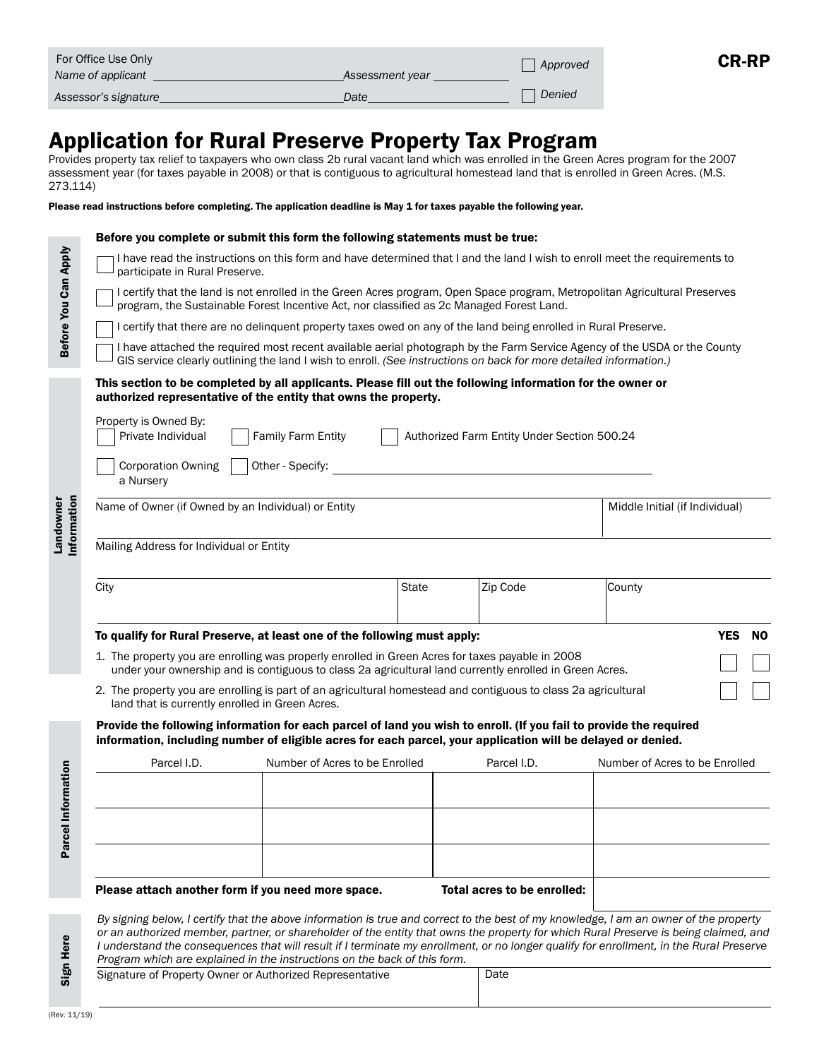**CR-RP**

| For Office Use Only | | | |
|---|---|---|---|
| *Name of applicant* | *Assessment year* | | ☐ *Approved* |
| *Assessor's signature* | *Date* | | ☐ *Denied* |

# Application for Rural Preserve Property Tax Program

Provides property tax relief to taxpayers who own class 2b rural vacant land which was enrolled in the Green Acres program for the 2007 assessment year (for taxes payable in 2008) or that is contiguous to agricultural homestead land that is enrolled in Green Acres. (M.S. 273.114)

**Please read instructions before completing. The application deadline is May 1 for taxes payable the following year.**

## Before You Can Apply

**Before you complete or submit this form the following statements must be true:**

☐ I have read the instructions on this form and have determined that I and the land I wish to enroll meet the requirements to participate in Rural Preserve.

☐ I certify that the land is not enrolled in the Green Acres program, Open Space program, Metropolitan Agricultural Preserves program, the Sustainable Forest Incentive Act, nor classified as 2c Managed Forest Land.

☐ I certify that there are no delinquent property taxes owed on any of the land being enrolled in Rural Preserve.

☐ I have attached the required most recent available aerial photograph by the Farm Service Agency of the USDA or the County GIS service clearly outlining the land I wish to enroll. *(See instructions on back for more detailed information.)*

## Landowner Information

**This section to be completed by all applicants. Please fill out the following information for the owner or authorized representative of the entity that owns the property.**

Property is Owned By:

☐ Private Individual ☐ Family Farm Entity ☐ Authorized Farm Entity Under Section 500.24

☐ Corporation Owning a Nursery ☐ Other - Specify: ______________________

| Name of Owner (if Owned by an Individual) or Entity | | | Middle Initial (if Individual) |
|---|---|---|---|
| Mailing Address for Individual or Entity | | | |
| City | State | Zip Code | County |

**To qualify for Rural Preserve, at least one of the following must apply:**

| | YES | NO |
|---|---|---|
| 1. The property you are enrolling was properly enrolled in Green Acres for taxes payable in 2008 under your ownership and is contiguous to class 2a agricultural land currently enrolled in Green Acres. | ☐ | ☐ |
| 2. The property you are enrolling is part of an agricultural homestead and contiguous to class 2a agricultural land that is currently enrolled in Green Acres. | ☐ | ☐ |

## Parcel Information

**Provide the following information for each parcel of land you wish to enroll. (If you fail to provide the required information, including number of eligible acres for each parcel, your application will be delayed or denied.**

| Parcel I.D. | Number of Acres to be Enrolled | Parcel I.D. | Number of Acres to be Enrolled |
|---|---|---|---|
| | | | |
| | | | |
| | | | |

**Please attach another form if you need more space.** **Total acres to be enrolled:** ____________

## Sign Here

*By signing below, I certify that the above information is true and correct to the best of my knowledge, I am an owner of the property or an authorized member, partner, or shareholder of the entity that owns the property for which Rural Preserve is being claimed, and I understand the consequences that will result if I terminate my enrollment, or no longer qualify for enrollment, in the Rural Preserve Program which are explained in the instructions on the back of this form.*

| Signature of Property Owner or Authorized Representative | Date |
|---|---|
| | |

(Rev. 11/19)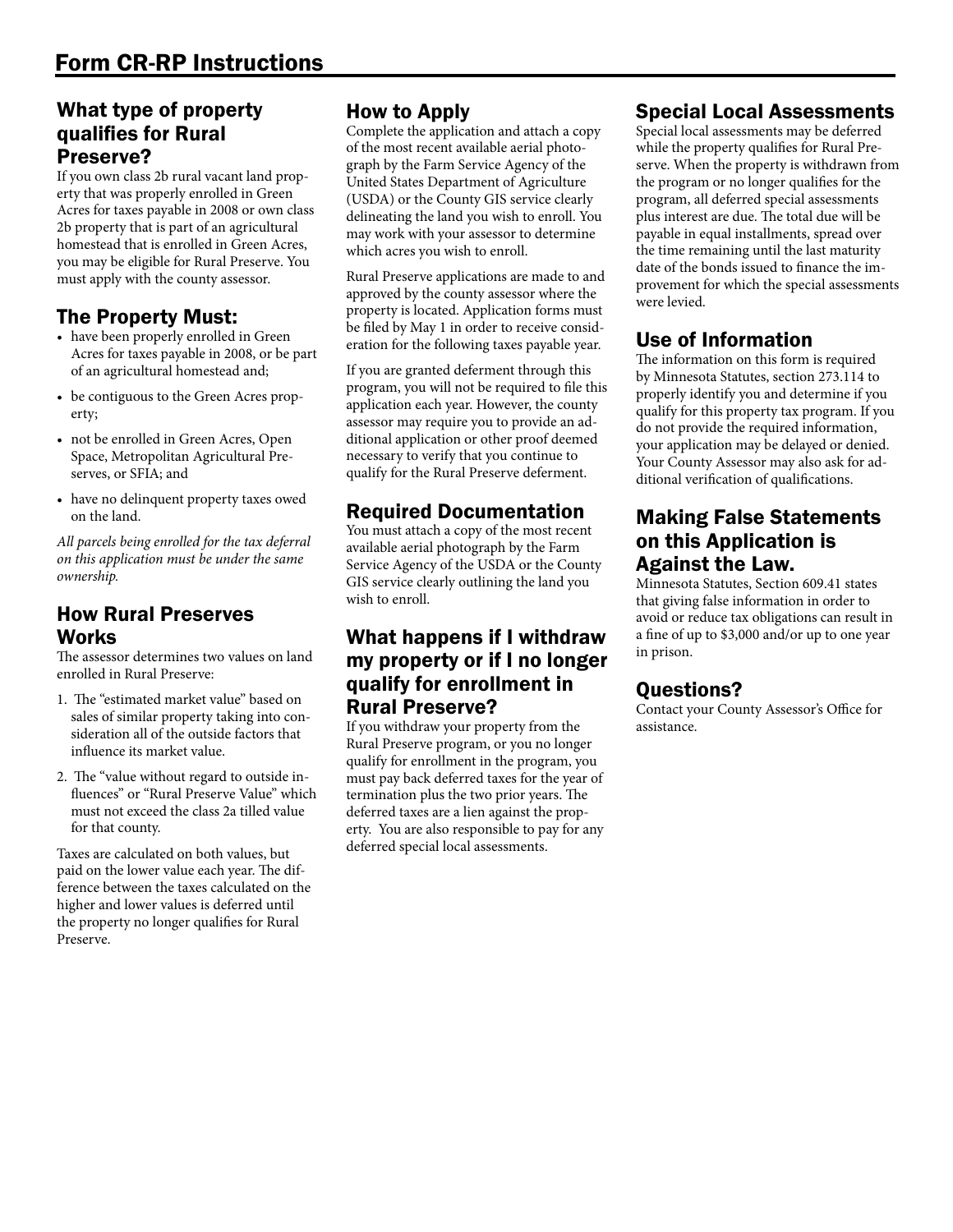# Form CR-RP Instructions

## What type of property qualifies for Rural Preserve?

If you own class 2b rural vacant land property that was properly enrolled in Green Acres for taxes payable in 2008 or own class 2b property that is part of an agricultural homestead that is enrolled in Green Acres, you may be eligible for Rural Preserve. You must apply with the county assessor.

## The Property Must:

- have been properly enrolled in Green Acres for taxes payable in 2008, or be part of an agricultural homestead and;
- be contiguous to the Green Acres property;
- not be enrolled in Green Acres, Open Space, Metropolitan Agricultural Preserves, or SFIA; and
- have no delinquent property taxes owed on the land.

*All parcels being enrolled for the tax deferral on this application must be under the same ownership.*

## How Rural Preserves Works

The assessor determines two values on land enrolled in Rural Preserve:

1. The "estimated market value" based on sales of similar property taking into consideration all of the outside factors that influence its market value.
2. The "value without regard to outside influences" or "Rural Preserve Value" which must not exceed the class 2a tilled value for that county.

Taxes are calculated on both values, but paid on the lower value each year. The difference between the taxes calculated on the higher and lower values is deferred until the property no longer qualifies for Rural Preserve.

## How to Apply

Complete the application and attach a copy of the most recent available aerial photograph by the Farm Service Agency of the United States Department of Agriculture (USDA) or the County GIS service clearly delineating the land you wish to enroll. You may work with your assessor to determine which acres you wish to enroll.

Rural Preserve applications are made to and approved by the county assessor where the property is located. Application forms must be filed by May 1 in order to receive consideration for the following taxes payable year.

If you are granted deferment through this program, you will not be required to file this application each year. However, the county assessor may require you to provide an additional application or other proof deemed necessary to verify that you continue to qualify for the Rural Preserve deferment.

## Required Documentation

You must attach a copy of the most recent available aerial photograph by the Farm Service Agency of the USDA or the County GIS service clearly outlining the land you wish to enroll.

## What happens if I withdraw my property or if I no longer qualify for enrollment in Rural Preserve?

If you withdraw your property from the Rural Preserve program, or you no longer qualify for enrollment in the program, you must pay back deferred taxes for the year of termination plus the two prior years. The deferred taxes are a lien against the property. You are also responsible to pay for any deferred special local assessments.

## Special Local Assessments

Special local assessments may be deferred while the property qualifies for Rural Preserve. When the property is withdrawn from the program or no longer qualifies for the program, all deferred special assessments plus interest are due. The total due will be payable in equal installments, spread over the time remaining until the last maturity date of the bonds issued to finance the improvement for which the special assessments were levied.

## Use of Information

The information on this form is required by Minnesota Statutes, section 273.114 to properly identify you and determine if you qualify for this property tax program. If you do not provide the required information, your application may be delayed or denied. Your County Assessor may also ask for additional verification of qualifications.

## Making False Statements on this Application is Against the Law.

Minnesota Statutes, Section 609.41 states that giving false information in order to avoid or reduce tax obligations can result in a fine of up to $3,000 and/or up to one year in prison.

## Questions?

Contact your County Assessor's Office for assistance.